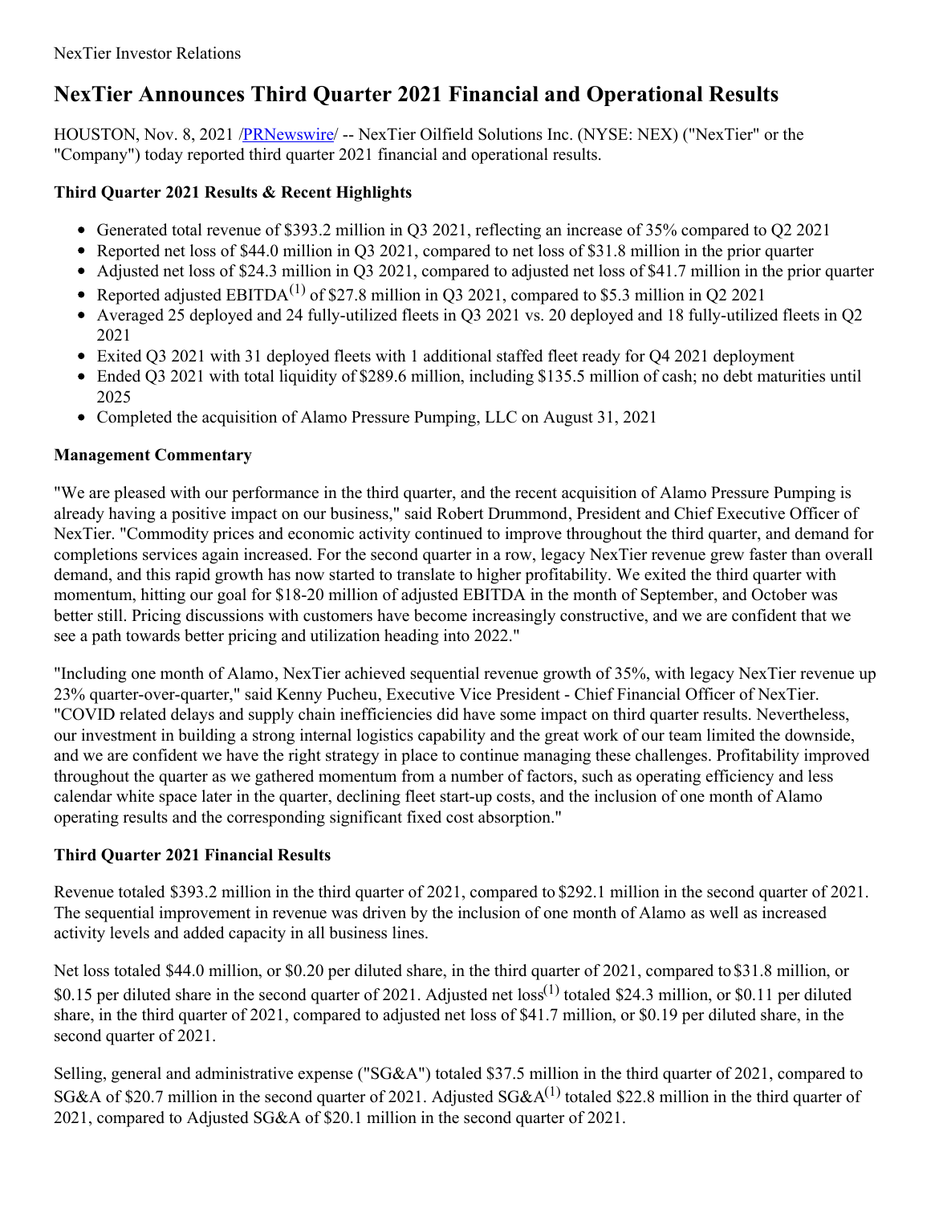NexTier Investor Relations

# NexTier Announces Third Quarter 2021 Financial and Operational Results

HOUSTON, Nov. 8, 2021 /PRNewswire/ -- NexTier Oilfield Solutions Inc. (NYSE: NEX) ("NexTier" or the "Company") today reported third quarter 2021 financial and operational results.

### Third Quarter 2021 Results & Recent Highlights

- Generated total revenue of $393.2 million in Q3 2021, reflecting an increase of 35% compared to Q2 2021
- Reported net loss of $44.0 million in Q3 2021, compared to net loss of $31.8 million in the prior quarter
- Adjusted net loss of $24.3 million in Q3 2021, compared to adjusted net loss of $41.7 million in the prior quarter
- Reported adjusted EBITDA[(1)] of $27.8 million in Q3 2021, compared to $5.3 million in Q2 2021
- Averaged 25 deployed and 24 fully-utilized fleets in Q3 2021 vs. 20 deployed and 18 fully-utilized fleets in Q2 2021
- Exited Q3 2021 with 31 deployed fleets with 1 additional staffed fleet ready for Q4 2021 deployment
- Ended Q3 2021 with total liquidity of $289.6 million, including $135.5 million of cash; no debt maturities until 2025
- Completed the acquisition of Alamo Pressure Pumping, LLC on August 31, 2021

### Management Commentary

"We are pleased with our performance in the third quarter, and the recent acquisition of Alamo Pressure Pumping is already having a positive impact on our business," said Robert Drummond, President and Chief Executive Officer of NexTier. "Commodity prices and economic activity continued to improve throughout the third quarter, and demand for completions services again increased. For the second quarter in a row, legacy NexTier revenue grew faster than overall demand, and this rapid growth has now started to translate to higher profitability. We exited the third quarter with momentum, hitting our goal for $18-20 million of adjusted EBITDA in the month of September, and October was better still. Pricing discussions with customers have become increasingly constructive, and we are confident that we see a path towards better pricing and utilization heading into 2022."

"Including one month of Alamo, NexTier achieved sequential revenue growth of 35%, with legacy NexTier revenue up 23% quarter-over-quarter," said Kenny Pucheu, Executive Vice President - Chief Financial Officer of NexTier. "COVID related delays and supply chain inefficiencies did have some impact on third quarter results. Nevertheless, our investment in building a strong internal logistics capability and the great work of our team limited the downside, and we are confident we have the right strategy in place to continue managing these challenges. Profitability improved throughout the quarter as we gathered momentum from a number of factors, such as operating efficiency and less calendar white space later in the quarter, declining fleet start-up costs, and the inclusion of one month of Alamo operating results and the corresponding significant fixed cost absorption."

### Third Quarter 2021 Financial Results

Revenue totaled $393.2 million in the third quarter of 2021, compared to $292.1 million in the second quarter of 2021. The sequential improvement in revenue was driven by the inclusion of one month of Alamo as well as increased activity levels and added capacity in all business lines.

Net loss totaled $44.0 million, or $0.20 per diluted share, in the third quarter of 2021, compared to $31.8 million, or $0.15 per diluted share in the second quarter of 2021. Adjusted net loss[(1)] totaled $24.3 million, or $0.11 per diluted share, in the third quarter of 2021, compared to adjusted net loss of $41.7 million, or $0.19 per diluted share, in the second quarter of 2021.

Selling, general and administrative expense ("SG&A") totaled $37.5 million in the third quarter of 2021, compared to SG&A of $20.7 million in the second quarter of 2021. Adjusted SG&A[(1)] totaled $22.8 million in the third quarter of 2021, compared to Adjusted SG&A of $20.1 million in the second quarter of 2021.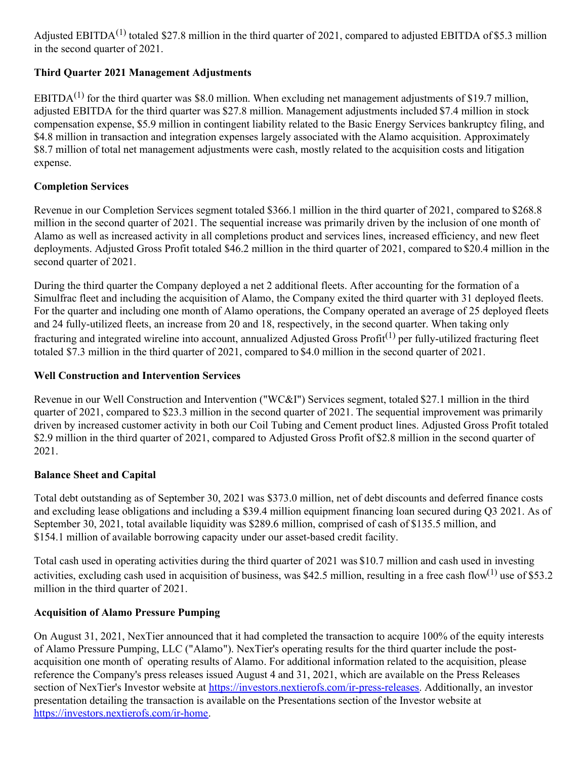Adjusted EBITDA[1] totaled $27.8 million in the third quarter of 2021, compared to adjusted EBITDA of $5.3 million in the second quarter of 2021.

**Third Quarter 2021 Management Adjustments**

EBITDA[1] for the third quarter was $8.0 million. When excluding net management adjustments of $19.7 million, adjusted EBITDA for the third quarter was $27.8 million. Management adjustments included $7.4 million in stock compensation expense, $5.9 million in contingent liability related to the Basic Energy Services bankruptcy filing, and $4.8 million in transaction and integration expenses largely associated with the Alamo acquisition. Approximately $8.7 million of total net management adjustments were cash, mostly related to the acquisition costs and litigation expense.

**Completion Services**

Revenue in our Completion Services segment totaled $366.1 million in the third quarter of 2021, compared to $268.8 million in the second quarter of 2021. The sequential increase was primarily driven by the inclusion of one month of Alamo as well as increased activity in all completions product and services lines, increased efficiency, and new fleet deployments. Adjusted Gross Profit totaled $46.2 million in the third quarter of 2021, compared to $20.4 million in the second quarter of 2021.

During the third quarter the Company deployed a net 2 additional fleets. After accounting for the formation of a Simulfrac fleet and including the acquisition of Alamo, the Company exited the third quarter with 31 deployed fleets. For the quarter and including one month of Alamo operations, the Company operated an average of 25 deployed fleets and 24 fully-utilized fleets, an increase from 20 and 18, respectively, in the second quarter. When taking only fracturing and integrated wireline into account, annualized Adjusted Gross Profit[1] per fully-utilized fracturing fleet totaled $7.3 million in the third quarter of 2021, compared to $4.0 million in the second quarter of 2021.

**Well Construction and Intervention Services**

Revenue in our Well Construction and Intervention ("WC&I") Services segment, totaled $27.1 million in the third quarter of 2021, compared to $23.3 million in the second quarter of 2021. The sequential improvement was primarily driven by increased customer activity in both our Coil Tubing and Cement product lines. Adjusted Gross Profit totaled $2.9 million in the third quarter of 2021, compared to Adjusted Gross Profit of $2.8 million in the second quarter of 2021.

**Balance Sheet and Capital**

Total debt outstanding as of September 30, 2021 was $373.0 million, net of debt discounts and deferred finance costs and excluding lease obligations and including a $39.4 million equipment financing loan secured during Q3 2021. As of September 30, 2021, total available liquidity was $289.6 million, comprised of cash of $135.5 million, and $154.1 million of available borrowing capacity under our asset-based credit facility.

Total cash used in operating activities during the third quarter of 2021 was $10.7 million and cash used in investing activities, excluding cash used in acquisition of business, was $42.5 million, resulting in a free cash flow[1] use of $53.2 million in the third quarter of 2021.

**Acquisition of Alamo Pressure Pumping**

On August 31, 2021, NexTier announced that it had completed the transaction to acquire 100% of the equity interests of Alamo Pressure Pumping, LLC ("Alamo"). NexTier's operating results for the third quarter include the post-acquisition one month of operating results of Alamo. For additional information related to the acquisition, please reference the Company's press releases issued August 4 and 31, 2021, which are available on the Press Releases section of NexTier's Investor website at https://investors.nextierofs.com/ir-press-releases. Additionally, an investor presentation detailing the transaction is available on the Presentations section of the Investor website at https://investors.nextierofs.com/ir-home.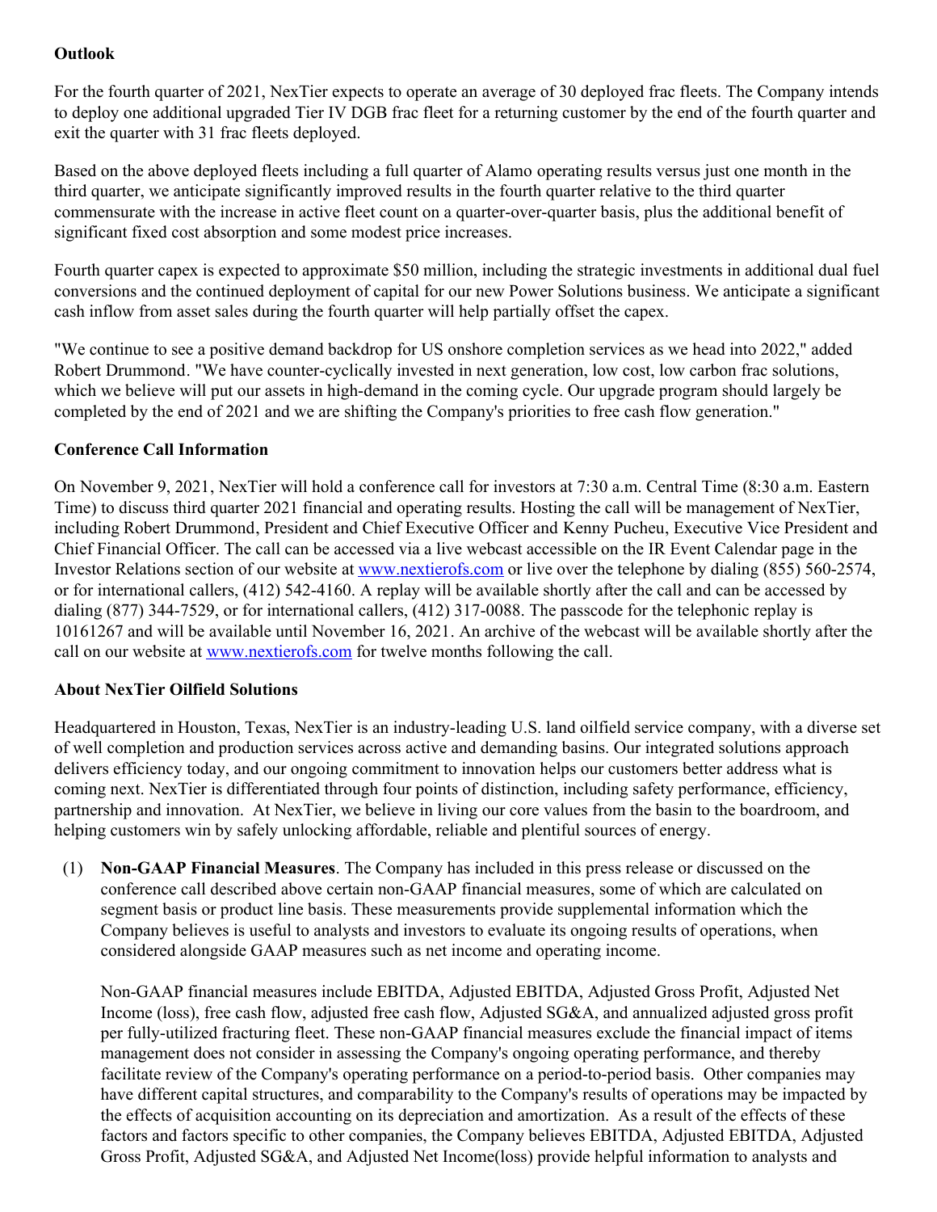**Outlook**

For the fourth quarter of 2021, NexTier expects to operate an average of 30 deployed frac fleets. The Company intends to deploy one additional upgraded Tier IV DGB frac fleet for a returning customer by the end of the fourth quarter and exit the quarter with 31 frac fleets deployed.

Based on the above deployed fleets including a full quarter of Alamo operating results versus just one month in the third quarter, we anticipate significantly improved results in the fourth quarter relative to the third quarter commensurate with the increase in active fleet count on a quarter-over-quarter basis, plus the additional benefit of significant fixed cost absorption and some modest price increases.

Fourth quarter capex is expected to approximate $50 million, including the strategic investments in additional dual fuel conversions and the continued deployment of capital for our new Power Solutions business. We anticipate a significant cash inflow from asset sales during the fourth quarter will help partially offset the capex.

"We continue to see a positive demand backdrop for US onshore completion services as we head into 2022," added Robert Drummond. "We have counter-cyclically invested in next generation, low cost, low carbon frac solutions, which we believe will put our assets in high-demand in the coming cycle. Our upgrade program should largely be completed by the end of 2021 and we are shifting the Company's priorities to free cash flow generation."

**Conference Call Information**

On November 9, 2021, NexTier will hold a conference call for investors at 7:30 a.m. Central Time (8:30 a.m. Eastern Time) to discuss third quarter 2021 financial and operating results. Hosting the call will be management of NexTier, including Robert Drummond, President and Chief Executive Officer and Kenny Pucheu, Executive Vice President and Chief Financial Officer. The call can be accessed via a live webcast accessible on the IR Event Calendar page in the Investor Relations section of our website at www.nextierofs.com or live over the telephone by dialing (855) 560-2574, or for international callers, (412) 542-4160. A replay will be available shortly after the call and can be accessed by dialing (877) 344-7529, or for international callers, (412) 317-0088. The passcode for the telephonic replay is 10161267 and will be available until November 16, 2021. An archive of the webcast will be available shortly after the call on our website at www.nextierofs.com for twelve months following the call.

**About NexTier Oilfield Solutions**

Headquartered in Houston, Texas, NexTier is an industry-leading U.S. land oilfield service company, with a diverse set of well completion and production services across active and demanding basins. Our integrated solutions approach delivers efficiency today, and our ongoing commitment to innovation helps our customers better address what is coming next. NexTier is differentiated through four points of distinction, including safety performance, efficiency, partnership and innovation. At NexTier, we believe in living our core values from the basin to the boardroom, and helping customers win by safely unlocking affordable, reliable and plentiful sources of energy.

(1) **Non-GAAP Financial Measures**. The Company has included in this press release or discussed on the conference call described above certain non-GAAP financial measures, some of which are calculated on segment basis or product line basis. These measurements provide supplemental information which the Company believes is useful to analysts and investors to evaluate its ongoing results of operations, when considered alongside GAAP measures such as net income and operating income.

Non-GAAP financial measures include EBITDA, Adjusted EBITDA, Adjusted Gross Profit, Adjusted Net Income (loss), free cash flow, adjusted free cash flow, Adjusted SG&A, and annualized adjusted gross profit per fully-utilized fracturing fleet. These non-GAAP financial measures exclude the financial impact of items management does not consider in assessing the Company's ongoing operating performance, and thereby facilitate review of the Company's operating performance on a period-to-period basis. Other companies may have different capital structures, and comparability to the Company's results of operations may be impacted by the effects of acquisition accounting on its depreciation and amortization. As a result of the effects of these factors and factors specific to other companies, the Company believes EBITDA, Adjusted EBITDA, Adjusted Gross Profit, Adjusted SG&A, and Adjusted Net Income(loss) provide helpful information to analysts and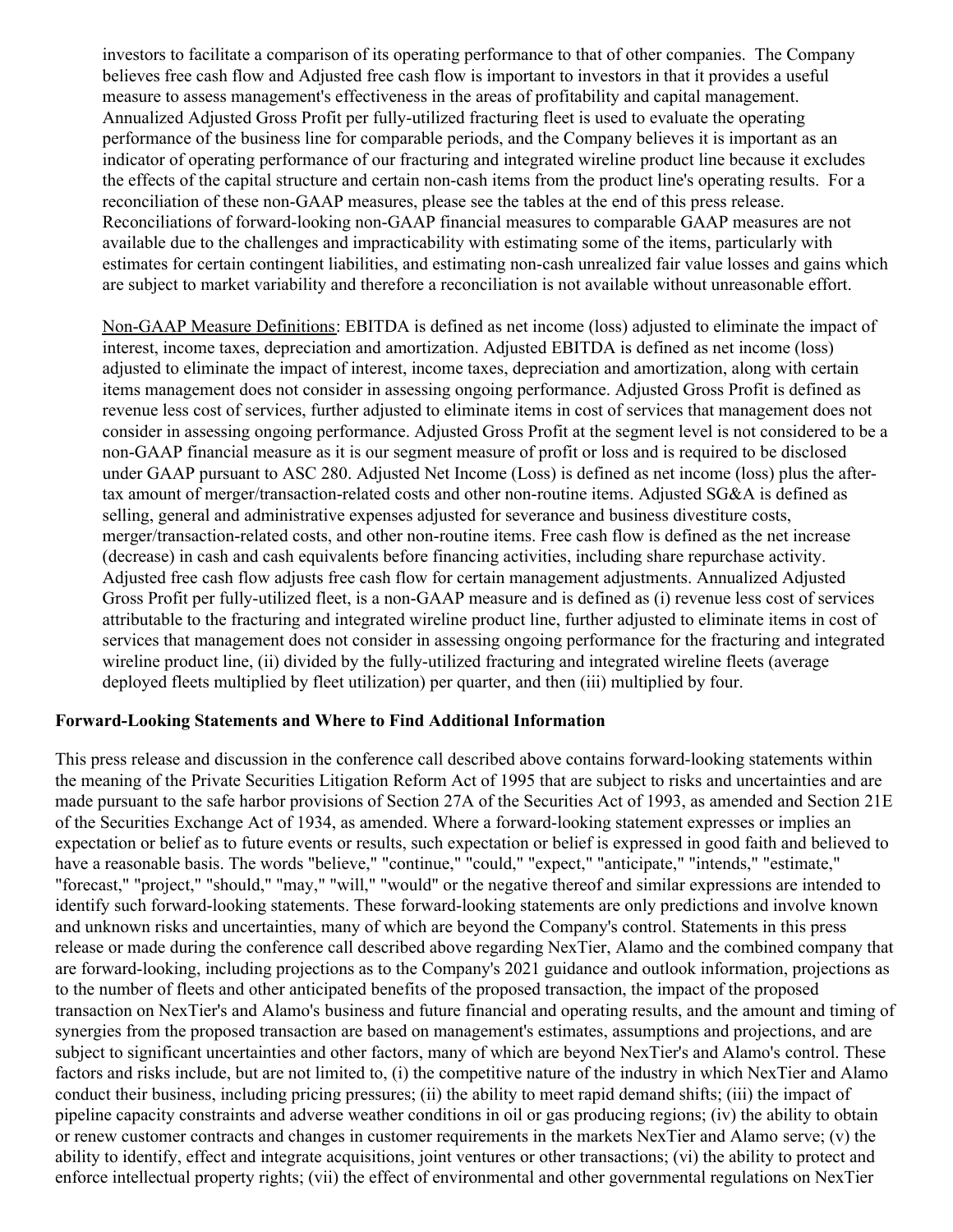investors to facilitate a comparison of its operating performance to that of other companies. The Company believes free cash flow and Adjusted free cash flow is important to investors in that it provides a useful measure to assess management's effectiveness in the areas of profitability and capital management. Annualized Adjusted Gross Profit per fully-utilized fracturing fleet is used to evaluate the operating performance of the business line for comparable periods, and the Company believes it is important as an indicator of operating performance of our fracturing and integrated wireline product line because it excludes the effects of the capital structure and certain non-cash items from the product line's operating results. For a reconciliation of these non-GAAP measures, please see the tables at the end of this press release. Reconciliations of forward-looking non-GAAP financial measures to comparable GAAP measures are not available due to the challenges and impracticability with estimating some of the items, particularly with estimates for certain contingent liabilities, and estimating non-cash unrealized fair value losses and gains which are subject to market variability and therefore a reconciliation is not available without unreasonable effort.

Non-GAAP Measure Definitions: EBITDA is defined as net income (loss) adjusted to eliminate the impact of interest, income taxes, depreciation and amortization. Adjusted EBITDA is defined as net income (loss) adjusted to eliminate the impact of interest, income taxes, depreciation and amortization, along with certain items management does not consider in assessing ongoing performance. Adjusted Gross Profit is defined as revenue less cost of services, further adjusted to eliminate items in cost of services that management does not consider in assessing ongoing performance. Adjusted Gross Profit at the segment level is not considered to be a non-GAAP financial measure as it is our segment measure of profit or loss and is required to be disclosed under GAAP pursuant to ASC 280. Adjusted Net Income (Loss) is defined as net income (loss) plus the after-tax amount of merger/transaction-related costs and other non-routine items. Adjusted SG&A is defined as selling, general and administrative expenses adjusted for severance and business divestiture costs, merger/transaction-related costs, and other non-routine items. Free cash flow is defined as the net increase (decrease) in cash and cash equivalents before financing activities, including share repurchase activity. Adjusted free cash flow adjusts free cash flow for certain management adjustments. Annualized Adjusted Gross Profit per fully-utilized fleet, is a non-GAAP measure and is defined as (i) revenue less cost of services attributable to the fracturing and integrated wireline product line, further adjusted to eliminate items in cost of services that management does not consider in assessing ongoing performance for the fracturing and integrated wireline product line, (ii) divided by the fully-utilized fracturing and integrated wireline fleets (average deployed fleets multiplied by fleet utilization) per quarter, and then (iii) multiplied by four.

**Forward-Looking Statements and Where to Find Additional Information**

This press release and discussion in the conference call described above contains forward-looking statements within the meaning of the Private Securities Litigation Reform Act of 1995 that are subject to risks and uncertainties and are made pursuant to the safe harbor provisions of Section 27A of the Securities Act of 1993, as amended and Section 21E of the Securities Exchange Act of 1934, as amended. Where a forward-looking statement expresses or implies an expectation or belief as to future events or results, such expectation or belief is expressed in good faith and believed to have a reasonable basis. The words "believe," "continue," "could," "expect," "anticipate," "intends," "estimate," "forecast," "project," "should," "may," "will," "would" or the negative thereof and similar expressions are intended to identify such forward-looking statements. These forward-looking statements are only predictions and involve known and unknown risks and uncertainties, many of which are beyond the Company's control. Statements in this press release or made during the conference call described above regarding NexTier, Alamo and the combined company that are forward-looking, including projections as to the Company's 2021 guidance and outlook information, projections as to the number of fleets and other anticipated benefits of the proposed transaction, the impact of the proposed transaction on NexTier's and Alamo's business and future financial and operating results, and the amount and timing of synergies from the proposed transaction are based on management's estimates, assumptions and projections, and are subject to significant uncertainties and other factors, many of which are beyond NexTier's and Alamo's control. These factors and risks include, but are not limited to, (i) the competitive nature of the industry in which NexTier and Alamo conduct their business, including pricing pressures; (ii) the ability to meet rapid demand shifts; (iii) the impact of pipeline capacity constraints and adverse weather conditions in oil or gas producing regions; (iv) the ability to obtain or renew customer contracts and changes in customer requirements in the markets NexTier and Alamo serve; (v) the ability to identify, effect and integrate acquisitions, joint ventures or other transactions; (vi) the ability to protect and enforce intellectual property rights; (vii) the effect of environmental and other governmental regulations on NexTier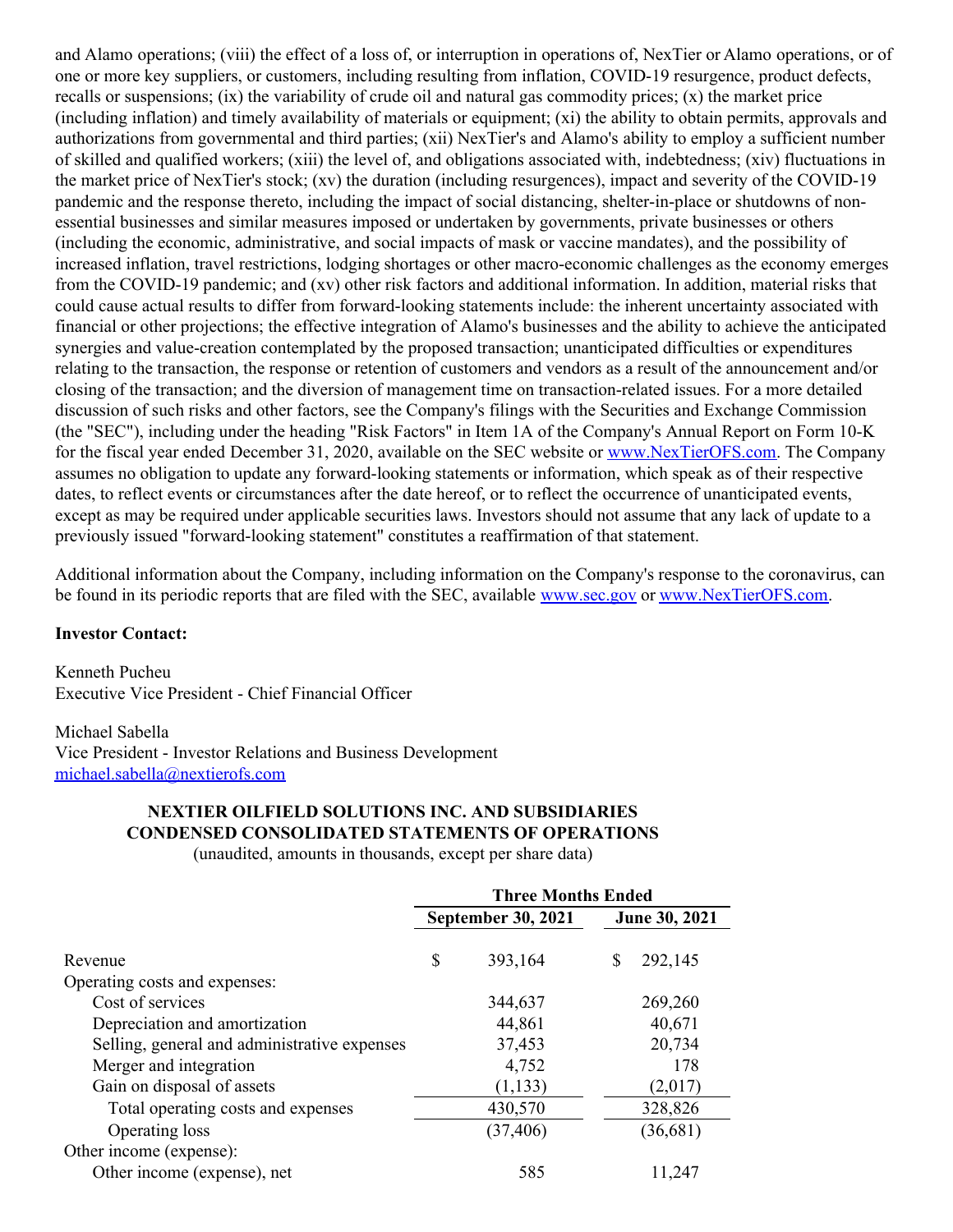and Alamo operations; (viii) the effect of a loss of, or interruption in operations of, NexTier or Alamo operations, or of one or more key suppliers, or customers, including resulting from inflation, COVID-19 resurgence, product defects, recalls or suspensions; (ix) the variability of crude oil and natural gas commodity prices; (x) the market price (including inflation) and timely availability of materials or equipment; (xi) the ability to obtain permits, approvals and authorizations from governmental and third parties; (xii) NexTier's and Alamo's ability to employ a sufficient number of skilled and qualified workers; (xiii) the level of, and obligations associated with, indebtedness; (xiv) fluctuations in the market price of NexTier's stock; (xv) the duration (including resurgences), impact and severity of the COVID-19 pandemic and the response thereto, including the impact of social distancing, shelter-in-place or shutdowns of non-essential businesses and similar measures imposed or undertaken by governments, private businesses or others (including the economic, administrative, and social impacts of mask or vaccine mandates), and the possibility of increased inflation, travel restrictions, lodging shortages or other macro-economic challenges as the economy emerges from the COVID-19 pandemic; and (xv) other risk factors and additional information. In addition, material risks that could cause actual results to differ from forward-looking statements include: the inherent uncertainty associated with financial or other projections; the effective integration of Alamo's businesses and the ability to achieve the anticipated synergies and value-creation contemplated by the proposed transaction; unanticipated difficulties or expenditures relating to the transaction, the response or retention of customers and vendors as a result of the announcement and/or closing of the transaction; and the diversion of management time on transaction-related issues. For a more detailed discussion of such risks and other factors, see the Company's filings with the Securities and Exchange Commission (the "SEC"), including under the heading "Risk Factors" in Item 1A of the Company's Annual Report on Form 10-K for the fiscal year ended December 31, 2020, available on the SEC website or www.NexTierOFS.com. The Company assumes no obligation to update any forward-looking statements or information, which speak as of their respective dates, to reflect events or circumstances after the date hereof, or to reflect the occurrence of unanticipated events, except as may be required under applicable securities laws. Investors should not assume that any lack of update to a previously issued "forward-looking statement" constitutes a reaffirmation of that statement.

Additional information about the Company, including information on the Company's response to the coronavirus, can be found in its periodic reports that are filed with the SEC, available www.sec.gov or www.NexTierOFS.com.

**Investor Contact:**

Kenneth Pucheu
Executive Vice President - Chief Financial Officer

Michael Sabella
Vice President - Investor Relations and Business Development
michael.sabella@nextierofs.com

**NEXTIER OILFIELD SOLUTIONS INC. AND SUBSIDIARIES**
**CONDENSED CONSOLIDATED STATEMENTS OF OPERATIONS**
(unaudited, amounts in thousands, except per share data)

| | Three Months Ended | |
|---|---|---|
| | **September 30, 2021** | **June 30, 2021** |
| Revenue | $ 393,164 | $ 292,145 |
| Operating costs and expenses: | | |
| Cost of services | 344,637 | 269,260 |
| Depreciation and amortization | 44,861 | 40,671 |
| Selling, general and administrative expenses | 37,453 | 20,734 |
| Merger and integration | 4,752 | 178 |
| Gain on disposal of assets | (1,133) | (2,017) |
| Total operating costs and expenses | 430,570 | 328,826 |
| Operating loss | (37,406) | (36,681) |
| Other income (expense): | | |
| Other income (expense), net | 585 | 11,247 |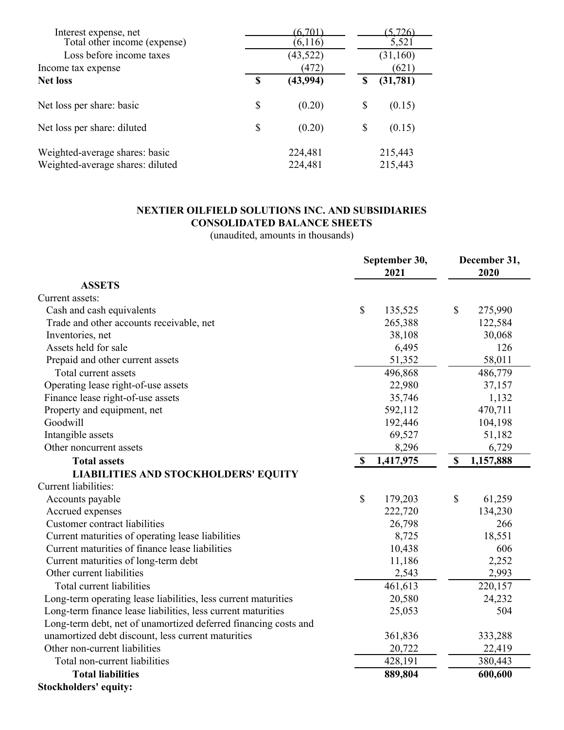| | | |
|---|---|---|
| Interest expense, net | (6,701) | (5,726) |
| Total other income (expense) | (6,116) | 5,521 |
| Loss before income taxes | (43,522) | (31,160) |
| Income tax expense | (472) | (621) |
| **Net loss** | **$ (43,994)** | **$ (31,781)** |
| Net loss per share: basic | $ (0.20) | $ (0.15) |
| Net loss per share: diluted | $ (0.20) | $ (0.15) |
| Weighted-average shares: basic | 224,481 | 215,443 |
| Weighted-average shares: diluted | 224,481 | 215,443 |

**NEXTIER OILFIELD SOLUTIONS INC. AND SUBSIDIARIES**
**CONSOLIDATED BALANCE SHEETS**
(unaudited, amounts in thousands)

| | September 30, 2021 | December 31, 2020 |
|---|---|---|
| **ASSETS** | | |
| Current assets: | | |
| Cash and cash equivalents | $ 135,525 | $ 275,990 |
| Trade and other accounts receivable, net | 265,388 | 122,584 |
| Inventories, net | 38,108 | 30,068 |
| Assets held for sale | 6,495 | 126 |
| Prepaid and other current assets | 51,352 | 58,011 |
| Total current assets | 496,868 | 486,779 |
| Operating lease right-of-use assets | 22,980 | 37,157 |
| Finance lease right-of-use assets | 35,746 | 1,132 |
| Property and equipment, net | 592,112 | 470,711 |
| Goodwill | 192,446 | 104,198 |
| Intangible assets | 69,527 | 51,182 |
| Other noncurrent assets | 8,296 | 6,729 |
| **Total assets** | **$ 1,417,975** | **$ 1,157,888** |
| **LIABILITIES AND STOCKHOLDERS' EQUITY** | | |
| Current liabilities: | | |
| Accounts payable | $ 179,203 | $ 61,259 |
| Accrued expenses | 222,720 | 134,230 |
| Customer contract liabilities | 26,798 | 266 |
| Current maturities of operating lease liabilities | 8,725 | 18,551 |
| Current maturities of finance lease liabilities | 10,438 | 606 |
| Current maturities of long-term debt | 11,186 | 2,252 |
| Other current liabilities | 2,543 | 2,993 |
| Total current liabilities | 461,613 | 220,157 |
| Long-term operating lease liabilities, less current maturities | 20,580 | 24,232 |
| Long-term finance lease liabilities, less current maturities | 25,053 | 504 |
| Long-term debt, net of unamortized deferred financing costs and unamortized debt discount, less current maturities | 361,836 | 333,288 |
| Other non-current liabilities | 20,722 | 22,419 |
| Total non-current liabilities | 428,191 | 380,443 |
| **Total liabilities** | **889,804** | **600,600** |
| **Stockholders' equity:** | | |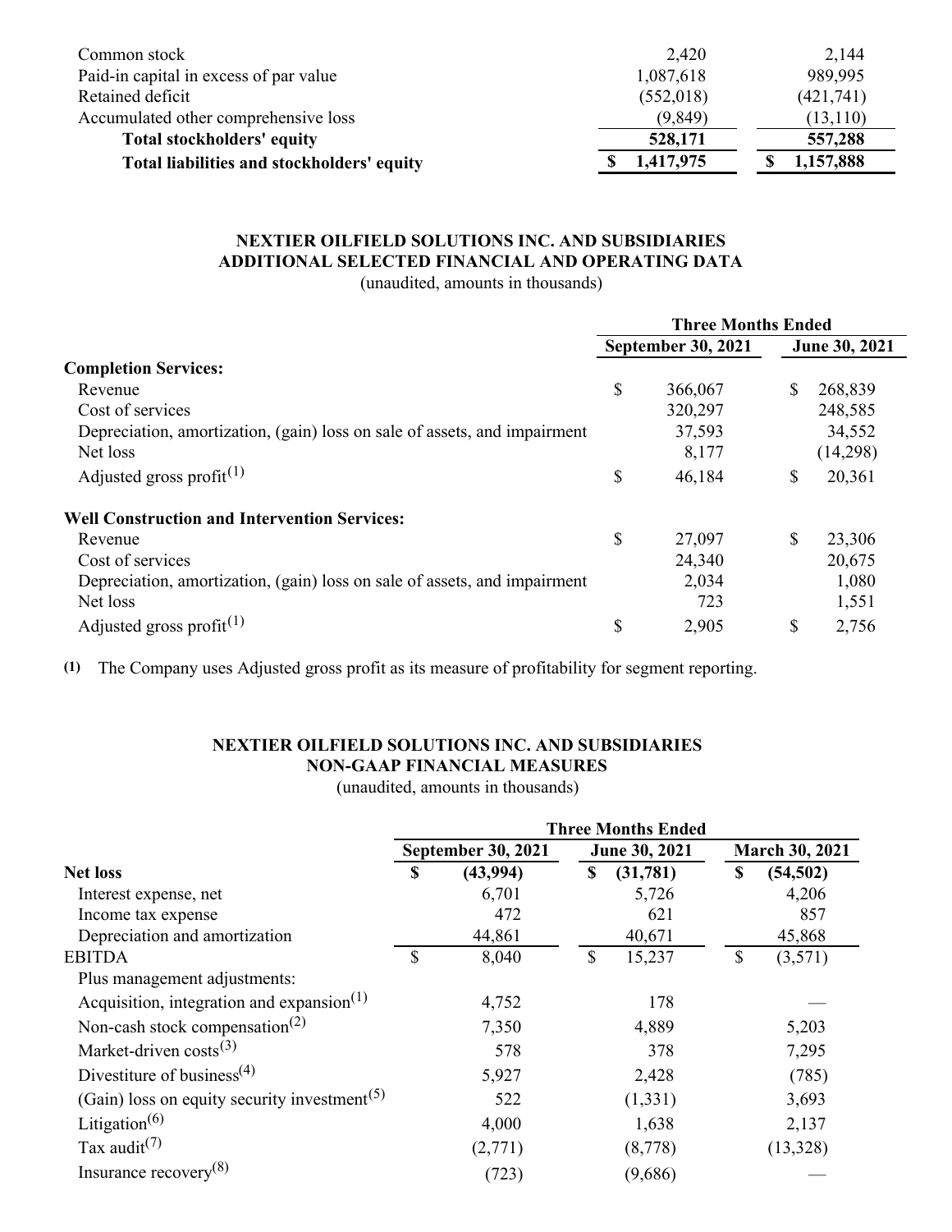| | | |
|---|---|---|
| Common stock | 2,420 | 2,144 |
| Paid-in capital in excess of par value | 1,087,618 | 989,995 |
| Retained deficit | (552,018) | (421,741) |
| Accumulated other comprehensive loss | (9,849) | (13,110) |
| **Total stockholders' equity** | **528,171** | **557,288** |
| **Total liabilities and stockholders' equity** | **$ 1,417,975** | **$ 1,157,888** |

## NEXTIER OILFIELD SOLUTIONS INC. AND SUBSIDIARIES
## ADDITIONAL SELECTED FINANCIAL AND OPERATING DATA

(unaudited, amounts in thousands)

| | Three Months Ended | |
|---|---|---|
| | September 30, 2021 | June 30, 2021 |
| **Completion Services:** | | |
| Revenue | $ 366,067 | $ 268,839 |
| Cost of services | 320,297 | 248,585 |
| Depreciation, amortization, (gain) loss on sale of assets, and impairment | 37,593 | 34,552 |
| Net loss | 8,177 | (14,298) |
| Adjusted gross profit[1] | $ 46,184 | $ 20,361 |
| **Well Construction and Intervention Services:** | | |
| Revenue | $ 27,097 | $ 23,306 |
| Cost of services | 24,340 | 20,675 |
| Depreciation, amortization, (gain) loss on sale of assets, and impairment | 2,034 | 1,080 |
| Net loss | 723 | 1,551 |
| Adjusted gross profit[1] | $ 2,905 | $ 2,756 |

(1) The Company uses Adjusted gross profit as its measure of profitability for segment reporting.

## NEXTIER OILFIELD SOLUTIONS INC. AND SUBSIDIARIES
## NON-GAAP FINANCIAL MEASURES

(unaudited, amounts in thousands)

| | Three Months Ended | | |
|---|---|---|---|
| | September 30, 2021 | June 30, 2021 | March 30, 2021 |
| **Net loss** | **$ (43,994)** | **$ (31,781)** | **$ (54,502)** |
| Interest expense, net | 6,701 | 5,726 | 4,206 |
| Income tax expense | 472 | 621 | 857 |
| Depreciation and amortization | 44,861 | 40,671 | 45,868 |
| EBITDA | $ 8,040 | $ 15,237 | $ (3,571) |
| Plus management adjustments: | | | |
| Acquisition, integration and expansion[1] | 4,752 | 178 | — |
| Non-cash stock compensation[2] | 7,350 | 4,889 | 5,203 |
| Market-driven costs[3] | 578 | 378 | 7,295 |
| Divestiture of business[4] | 5,927 | 2,428 | (785) |
| (Gain) loss on equity security investment[5] | 522 | (1,331) | 3,693 |
| Litigation[6] | 4,000 | 1,638 | 2,137 |
| Tax audit[7] | (2,771) | (8,778) | (13,328) |
| Insurance recovery[8] | (723) | (9,686) | — |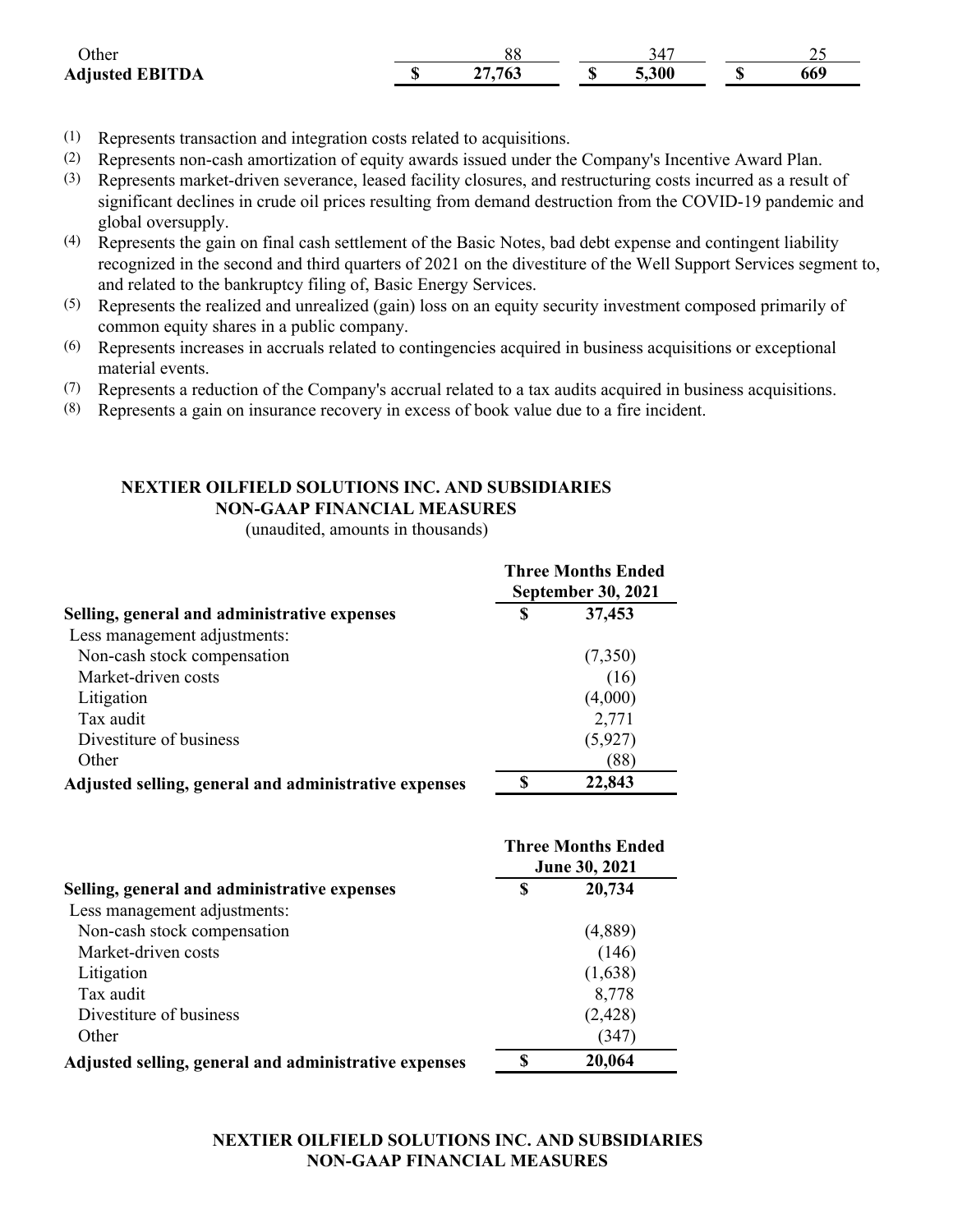| | | | |
|---|---|---|---|
| Other | 88 | 347 | 25 |
| **Adjusted EBITDA** | **$ 27,763** | **$ 5,300** | **$ 669** |

(1) Represents transaction and integration costs related to acquisitions.

(2) Represents non-cash amortization of equity awards issued under the Company's Incentive Award Plan.

(3) Represents market-driven severance, leased facility closures, and restructuring costs incurred as a result of significant declines in crude oil prices resulting from demand destruction from the COVID-19 pandemic and global oversupply.

(4) Represents the gain on final cash settlement of the Basic Notes, bad debt expense and contingent liability recognized in the second and third quarters of 2021 on the divestiture of the Well Support Services segment to, and related to the bankruptcy filing of, Basic Energy Services.

(5) Represents the realized and unrealized (gain) loss on an equity security investment composed primarily of common equity shares in a public company.

(6) Represents increases in accruals related to contingencies acquired in business acquisitions or exceptional material events.

(7) Represents a reduction of the Company's accrual related to a tax audits acquired in business acquisitions.

(8) Represents a gain on insurance recovery in excess of book value due to a fire incident.

**NEXTIER OILFIELD SOLUTIONS INC. AND SUBSIDIARIES**
**NON-GAAP FINANCIAL MEASURES**
(unaudited, amounts in thousands)

| | Three Months Ended September 30, 2021 |
|---|---|
| **Selling, general and administrative expenses** | **$ 37,453** |
| Less management adjustments: | |
| Non-cash stock compensation | (7,350) |
| Market-driven costs | (16) |
| Litigation | (4,000) |
| Tax audit | 2,771 |
| Divestiture of business | (5,927) |
| Other | (88) |
| **Adjusted selling, general and administrative expenses** | **$ 22,843** |

| | Three Months Ended June 30, 2021 |
|---|---|
| **Selling, general and administrative expenses** | **$ 20,734** |
| Less management adjustments: | |
| Non-cash stock compensation | (4,889) |
| Market-driven costs | (146) |
| Litigation | (1,638) |
| Tax audit | 8,778 |
| Divestiture of business | (2,428) |
| Other | (347) |
| **Adjusted selling, general and administrative expenses** | **$ 20,064** |

**NEXTIER OILFIELD SOLUTIONS INC. AND SUBSIDIARIES**
**NON-GAAP FINANCIAL MEASURES**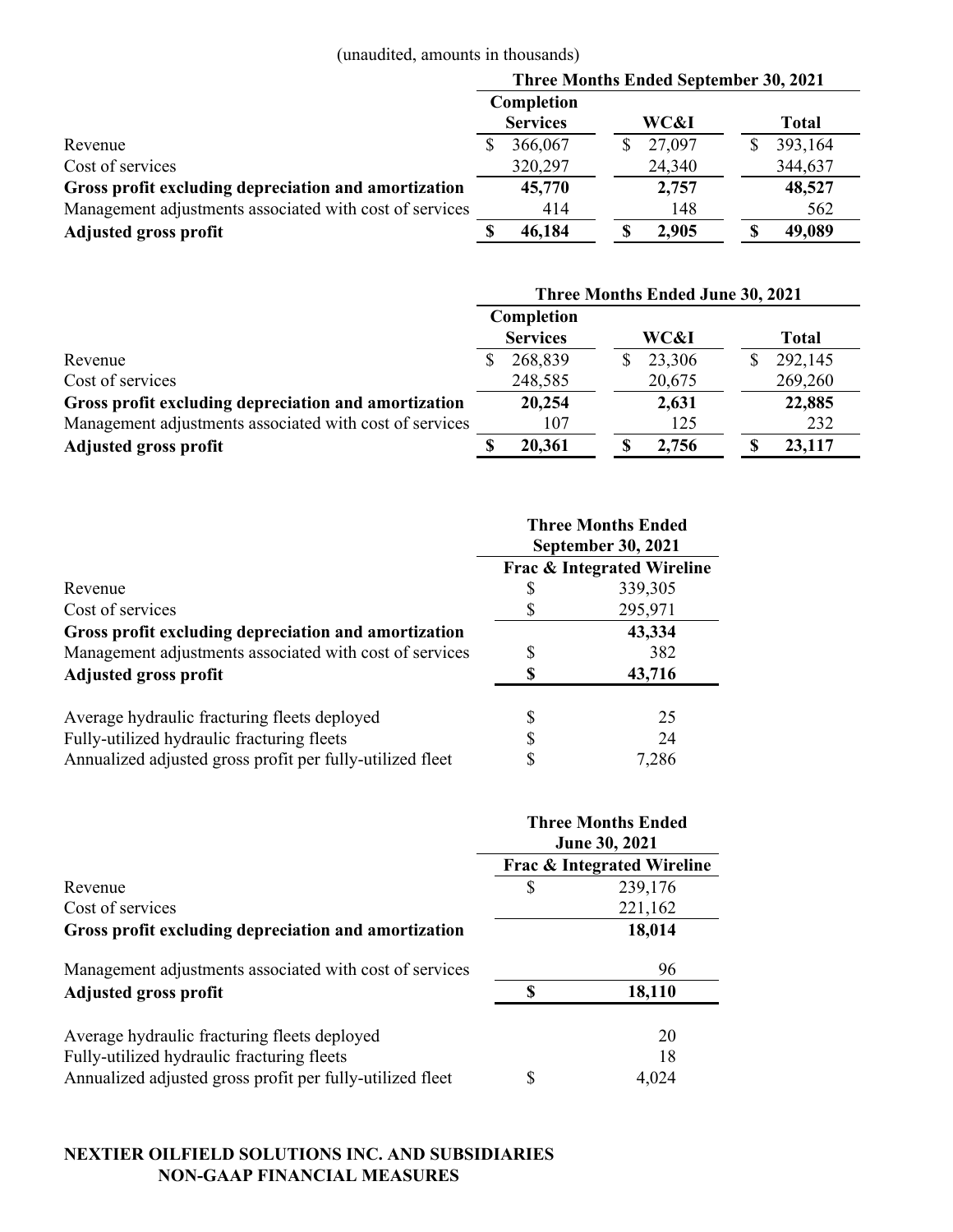(unaudited, amounts in thousands)

| | Three Months Ended September 30, 2021 | | |
|---|---|---|---|
| | Completion Services | WC&I | Total |
| Revenue | $ 366,067 | $ 27,097 | $ 393,164 |
| Cost of services | 320,297 | 24,340 | 344,637 |
| **Gross profit excluding depreciation and amortization** | **45,770** | **2,757** | **48,527** |
| Management adjustments associated with cost of services | 414 | 148 | 562 |
| **Adjusted gross profit** | **$ 46,184** | **$ 2,905** | **$ 49,089** |

| | Three Months Ended June 30, 2021 | | |
|---|---|---|---|
| | Completion Services | WC&I | Total |
| Revenue | $ 268,839 | $ 23,306 | $ 292,145 |
| Cost of services | 248,585 | 20,675 | 269,260 |
| **Gross profit excluding depreciation and amortization** | **20,254** | **2,631** | **22,885** |
| Management adjustments associated with cost of services | 107 | 125 | 232 |
| **Adjusted gross profit** | **$ 20,361** | **$ 2,756** | **$ 23,117** |

| | Three Months Ended September 30, 2021 |
|---|---|
| | Frac & Integrated Wireline |
| Revenue | $ 339,305 |
| Cost of services | $ 295,971 |
| **Gross profit excluding depreciation and amortization** | **43,334** |
| Management adjustments associated with cost of services | $ 382 |
| **Adjusted gross profit** | **$ 43,716** |
| | |
| Average hydraulic fracturing fleets deployed | $ 25 |
| Fully-utilized hydraulic fracturing fleets | $ 24 |
| Annualized adjusted gross profit per fully-utilized fleet | $ 7,286 |

| | Three Months Ended June 30, 2021 |
|---|---|
| | Frac & Integrated Wireline |
| Revenue | $ 239,176 |
| Cost of services | 221,162 |
| **Gross profit excluding depreciation and amortization** | **18,014** |
| | |
| Management adjustments associated with cost of services | 96 |
| **Adjusted gross profit** | **$ 18,110** |
| | |
| Average hydraulic fracturing fleets deployed | 20 |
| Fully-utilized hydraulic fracturing fleets | 18 |
| Annualized adjusted gross profit per fully-utilized fleet | $ 4,024 |

**NEXTIER OILFIELD SOLUTIONS INC. AND SUBSIDIARIES**
**NON-GAAP FINANCIAL MEASURES**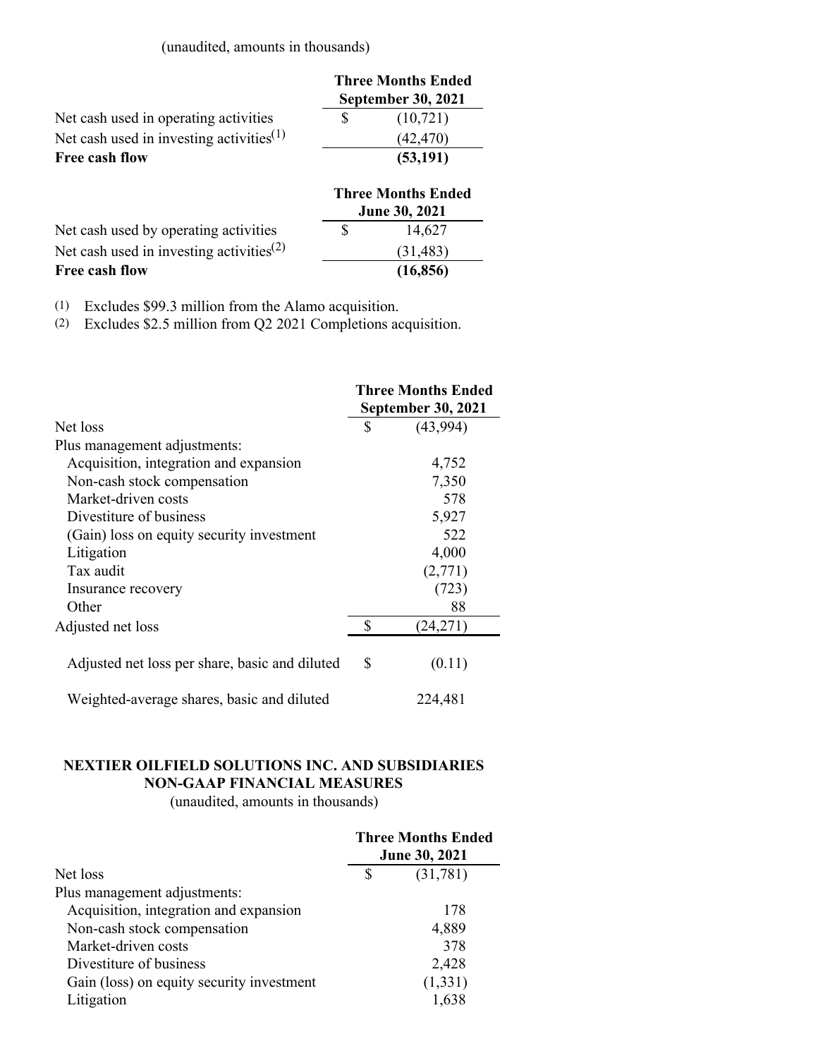(unaudited, amounts in thousands)

| | Three Months Ended September 30, 2021 |
|---|---|
| Net cash used in operating activities | $ (10,721) |
| Net cash used in investing activities[(1)] | (42,470) |
| **Free cash flow** | **(53,191)** |

| | Three Months Ended June 30, 2021 |
|---|---|
| Net cash used by operating activities | $ 14,627 |
| Net cash used in investing activities[(2)] | (31,483) |
| **Free cash flow** | **(16,856)** |

(1) Excludes $99.3 million from the Alamo acquisition.
(2) Excludes $2.5 million from Q2 2021 Completions acquisition.

| | Three Months Ended September 30, 2021 |
|---|---|
| Net loss | $ (43,994) |
| Plus management adjustments: | |
| Acquisition, integration and expansion | 4,752 |
| Non-cash stock compensation | 7,350 |
| Market-driven costs | 578 |
| Divestiture of business | 5,927 |
| (Gain) loss on equity security investment | 522 |
| Litigation | 4,000 |
| Tax audit | (2,771) |
| Insurance recovery | (723) |
| Other | 88 |
| Adjusted net loss | $ (24,271) |
| Adjusted net loss per share, basic and diluted | $ (0.11) |
| Weighted-average shares, basic and diluted | 224,481 |

**NEXTIER OILFIELD SOLUTIONS INC. AND SUBSIDIARIES**
**NON-GAAP FINANCIAL MEASURES**
(unaudited, amounts in thousands)

| | Three Months Ended June 30, 2021 |
|---|---|
| Net loss | $ (31,781) |
| Plus management adjustments: | |
| Acquisition, integration and expansion | 178 |
| Non-cash stock compensation | 4,889 |
| Market-driven costs | 378 |
| Divestiture of business | 2,428 |
| Gain (loss) on equity security investment | (1,331) |
| Litigation | 1,638 |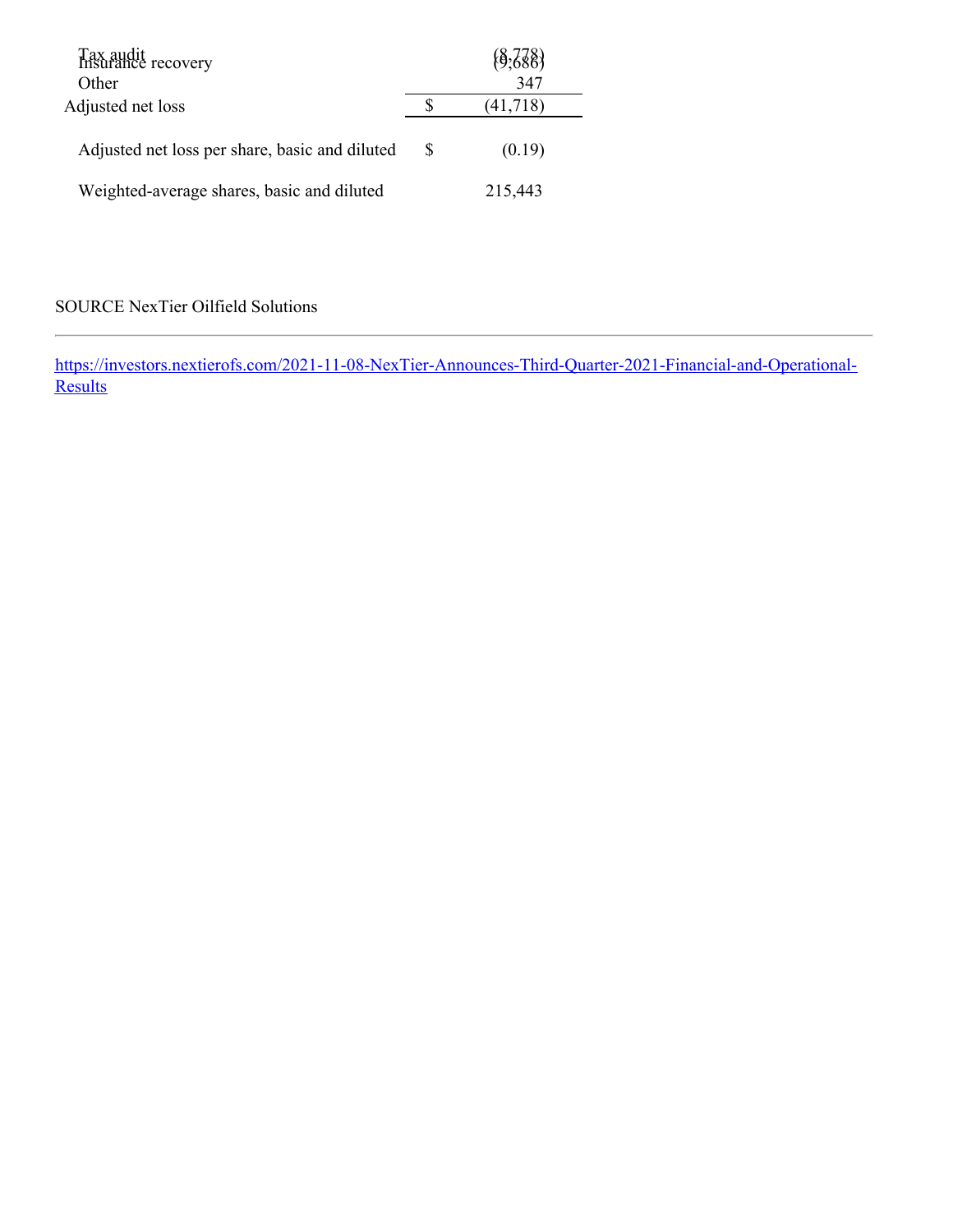| | | |
|---|---|---|
| Tax audit | | (8,778) |
| Insurance recovery | | (9,686) |
| Other | | 347 |
| Adjusted net loss | $ | (41,718) |
| Adjusted net loss per share, basic and diluted | $ | (0.19) |
| Weighted-average shares, basic and diluted | | 215,443 |

SOURCE NexTier Oilfield Solutions

---

https://investors.nextierofs.com/2021-11-08-NexTier-Announces-Third-Quarter-2021-Financial-and-Operational-Results